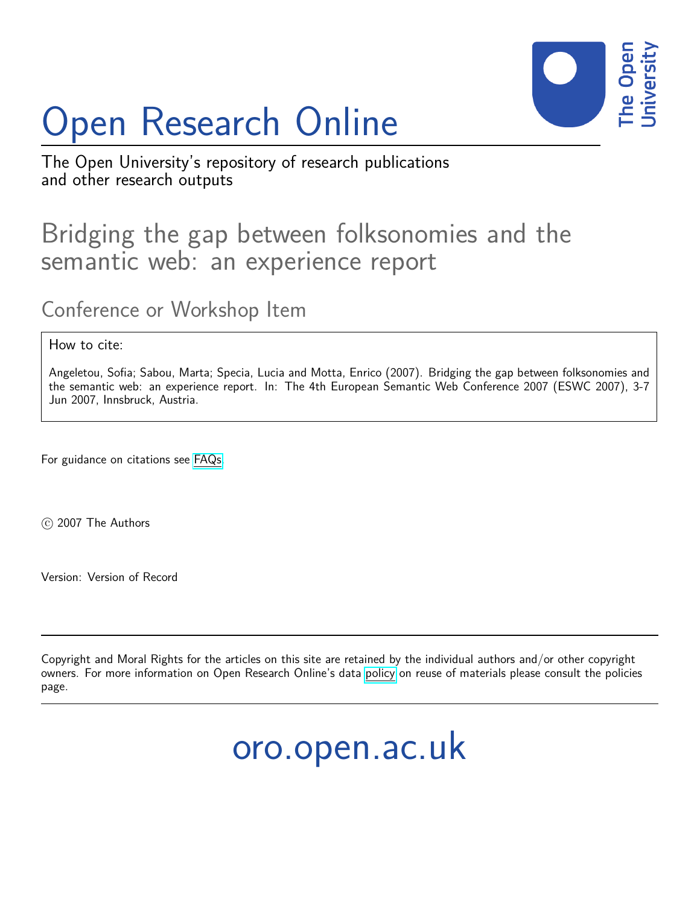# Open Research Online

The Open University's repository of research publications and other research outputs

## Bridging the gap between folksonomies and the semantic web: an experience report

### Conference or Workshop Item

How to cite:

Angeletou, Sofia; Sabou, Marta; Specia, Lucia and Motta, Enrico (2007). Bridging the gap between folksonomies and the semantic web: an experience report. In: The 4th European Semantic Web Conference 2007 (ESWC 2007), 3-7 Jun 2007, Innsbruck, Austria.

For guidance on citations see FAQs.

© 2007 The Authors

Version: Version of Record

---

Copyright and Moral Rights for the articles on this site are retained by the individual authors and/or other copyright owners. For more information on Open Research Online's data policy on reuse of materials please consult the policies page.

---

oro.open.ac.uk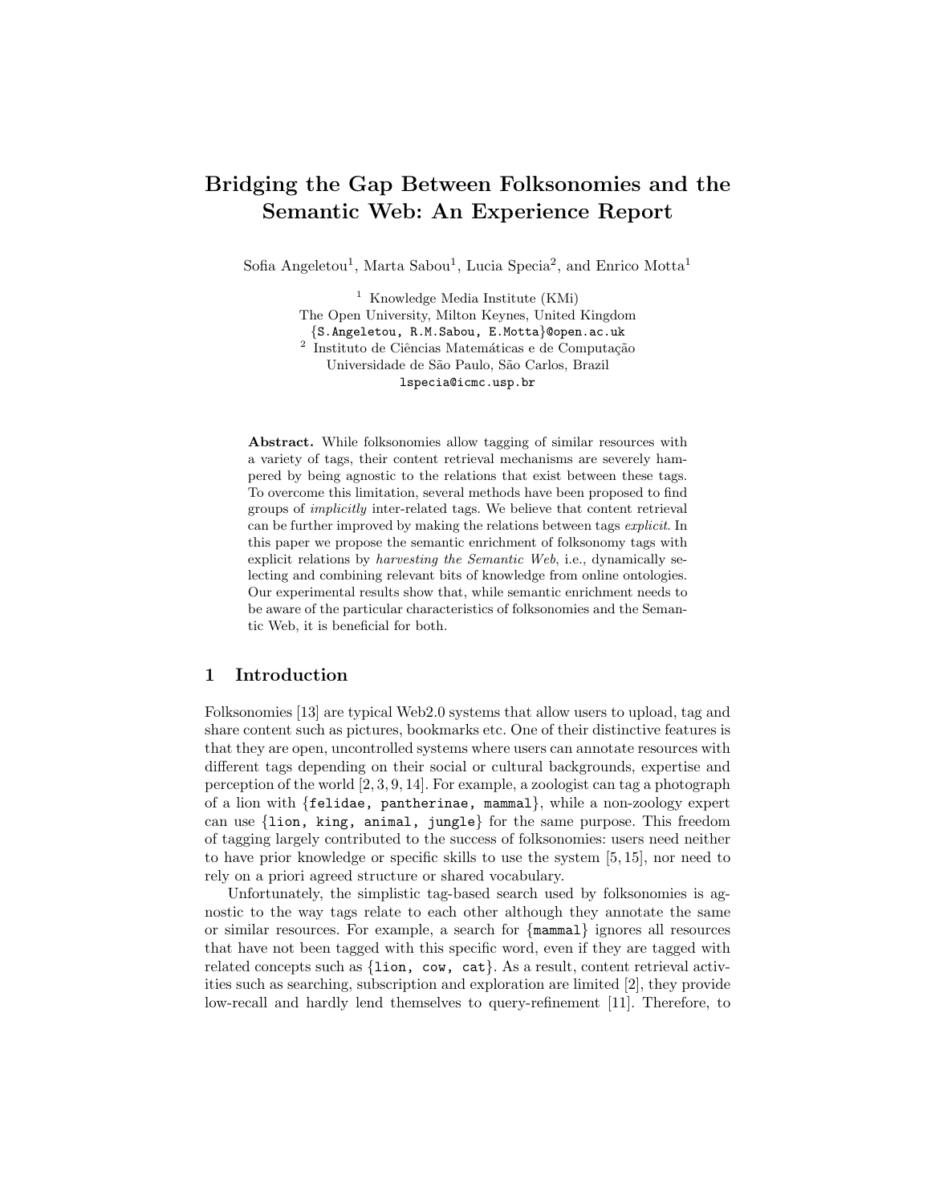# Bridging the Gap Between Folksonomies and the Semantic Web: An Experience Report

Sofia Angeletou[1], Marta Sabou[1], Lucia Specia[2], and Enrico Motta[1]

[1] Knowledge Media Institute (KMi)
The Open University, Milton Keynes, United Kingdom
{S.Angeletou, R.M.Sabou, E.Motta}@open.ac.uk

[2] Instituto de Ciências Matemáticas e de Computação
Universidade de São Paulo, São Carlos, Brazil
lspecia@icmc.usp.br

**Abstract.** While folksonomies allow tagging of similar resources with a variety of tags, their content retrieval mechanisms are severely hampered by being agnostic to the relations that exist between these tags. To overcome this limitation, several methods have been proposed to find groups of *implicitly* inter-related tags. We believe that content retrieval can be further improved by making the relations between tags *explicit*. In this paper we propose the semantic enrichment of folksonomy tags with explicit relations by *harvesting the Semantic Web*, i.e., dynamically selecting and combining relevant bits of knowledge from online ontologies. Our experimental results show that, while semantic enrichment needs to be aware of the particular characteristics of folksonomies and the Semantic Web, it is beneficial for both.

## 1 Introduction

Folksonomies [13] are typical Web2.0 systems that allow users to upload, tag and share content such as pictures, bookmarks etc. One of their distinctive features is that they are open, uncontrolled systems where users can annotate resources with different tags depending on their social or cultural backgrounds, expertise and perception of the world [2, 3, 9, 14]. For example, a zoologist can tag a photograph of a lion with {felidae, pantherinae, mammal}, while a non-zoology expert can use {lion, king, animal, jungle} for the same purpose. This freedom of tagging largely contributed to the success of folksonomies: users need neither to have prior knowledge or specific skills to use the system [5, 15], nor need to rely on a priori agreed structure or shared vocabulary.

Unfortunately, the simplistic tag-based search used by folksonomies is agnostic to the way tags relate to each other although they annotate the same or similar resources. For example, a search for {mammal} ignores all resources that have not been tagged with this specific word, even if they are tagged with related concepts such as {lion, cow, cat}. As a result, content retrieval activities such as searching, subscription and exploration are limited [2], they provide low-recall and hardly lend themselves to query-refinement [11]. Therefore, to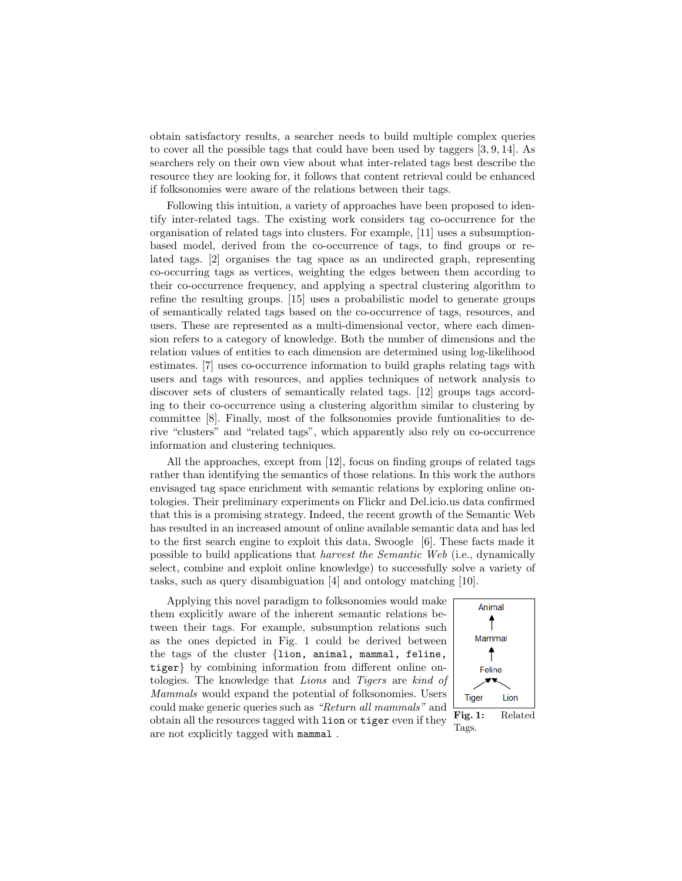obtain satisfactory results, a searcher needs to build multiple complex queries to cover all the possible tags that could have been used by taggers [3, 9, 14]. As searchers rely on their own view about what inter-related tags best describe the resource they are looking for, it follows that content retrieval could be enhanced if folksonomies were aware of the relations between their tags.

Following this intuition, a variety of approaches have been proposed to identify inter-related tags. The existing work considers tag co-occurrence for the organisation of related tags into clusters. For example, [11] uses a subsumption-based model, derived from the co-occurrence of tags, to find groups or related tags. [2] organises the tag space as an undirected graph, representing co-occurring tags as vertices, weighting the edges between them according to their co-occurrence frequency, and applying a spectral clustering algorithm to refine the resulting groups. [15] uses a probabilistic model to generate groups of semantically related tags based on the co-occurrence of tags, resources, and users. These are represented as a multi-dimensional vector, where each dimension refers to a category of knowledge. Both the number of dimensions and the relation values of entities to each dimension are determined using log-likelihood estimates. [7] uses co-occurrence information to build graphs relating tags with users and tags with resources, and applies techniques of network analysis to discover sets of clusters of semantically related tags. [12] groups tags according to their co-occurrence using a clustering algorithm similar to clustering by committee [8]. Finally, most of the folksonomies provide funtionalities to derive "clusters" and "related tags", which apparently also rely on co-occurrence information and clustering techniques.

All the approaches, except from [12], focus on finding groups of related tags rather than identifying the semantics of those relations. In this work the authors envisaged tag space enrichment with semantic relations by exploring online ontologies. Their preliminary experiments on Flickr and Del.icio.us data confirmed that this is a promising strategy. Indeed, the recent growth of the Semantic Web has resulted in an increased amount of online available semantic data and has led to the first search engine to exploit this data, Swoogle [6]. These facts made it possible to build applications that *harvest the Semantic Web* (i.e., dynamically select, combine and exploit online knowledge) to successfully solve a variety of tasks, such as query disambiguation [4] and ontology matching [10].

Applying this novel paradigm to folksonomies would make them explicitly aware of the inherent semantic relations between their tags. For example, subsumption relations such as the ones depicted in Fig. 1 could be derived between the tags of the cluster {`lion`, `animal`, `mammal`, `feline`, `tiger`} by combining information from different online ontologies. The knowledge that *Lions* and *Tigers* are *kind of Mammals* would expand the potential of folksonomies. Users could make generic queries such as *"Return all mammals"* and obtain all the resources tagged with `lion` or `tiger` even if they are not explicitly tagged with `mammal`.

Animal ← Mammal ← Feline ← Tiger, Lion

**Fig. 1:** Related Tags.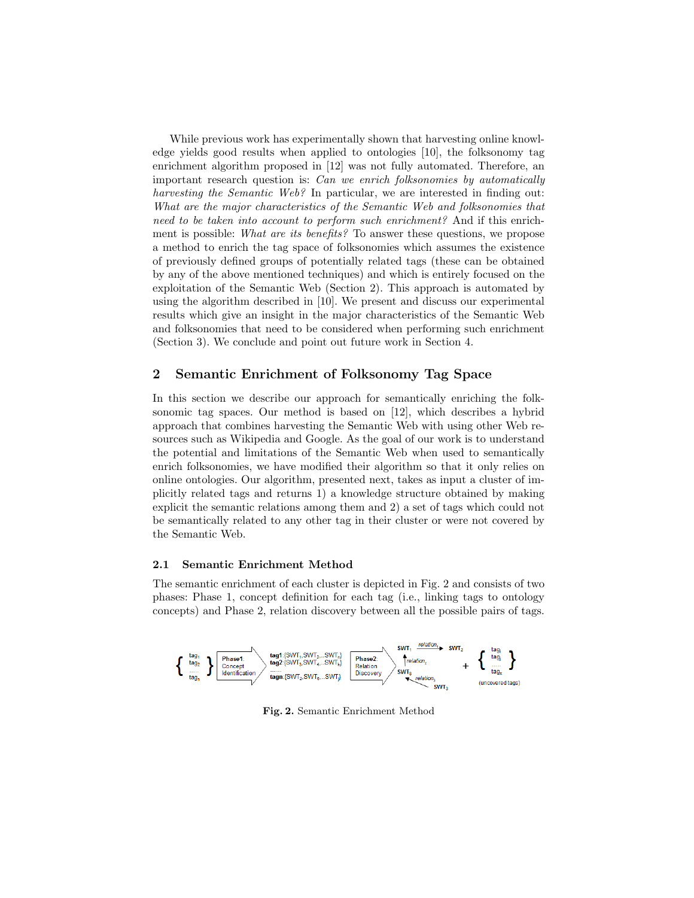While previous work has experimentally shown that harvesting online knowledge yields good results when applied to ontologies [10], the folksonomy tag enrichment algorithm proposed in [12] was not fully automated. Therefore, an important research question is: *Can we enrich folksonomies by automatically harvesting the Semantic Web?* In particular, we are interested in finding out: *What are the major characteristics of the Semantic Web and folksonomies that need to be taken into account to perform such enrichment?* And if this enrichment is possible: *What are its benefits?* To answer these questions, we propose a method to enrich the tag space of folksonomies which assumes the existence of previously defined groups of potentially related tags (these can be obtained by any of the above mentioned techniques) and which is entirely focused on the exploitation of the Semantic Web (Section 2). This approach is automated by using the algorithm described in [10]. We present and discuss our experimental results which give an insight in the major characteristics of the Semantic Web and folksonomies that need to be considered when performing such enrichment (Section 3). We conclude and point out future work in Section 4.

## 2 Semantic Enrichment of Folksonomy Tag Space

In this section we describe our approach for semantically enriching the folksonomic tag spaces. Our method is based on [12], which describes a hybrid approach that combines harvesting the Semantic Web with using other Web resources such as Wikipedia and Google. As the goal of our work is to understand the potential and limitations of the Semantic Web when used to semantically enrich folksonomies, we have modified their algorithm so that it only relies on online ontologies. Our algorithm, presented next, takes as input a cluster of implicitly related tags and returns 1) a knowledge structure obtained by making explicit the semantic relations among them and 2) a set of tags which could not be semantically related to any other tag in their cluster or were not covered by the Semantic Web.

### 2.1 Semantic Enrichment Method

The semantic enrichment of each cluster is depicted in Fig. 2 and consists of two phases: Phase 1, concept definition for each tag (i.e., linking tags to ontology concepts) and Phase 2, relation discovery between all the possible pairs of tags.

$\{ tag_1, tag_2, \ldots, tag_n \}$ → Phase1: Concept Identification → $tag1$:{$SWT_1, SWT_2, \ldots SWT_n$}, $tag2$:{$SWT_3, SWT_4, \ldots SWT_k$}, ..., $tagn$:{$SWT_2, SWT_6, \ldots SWT_j$} → Phase2: Relation Discovery → $SWT_1 \xrightarrow{relation_1} SWT_2$, $SWT_6 \xrightarrow{relation_2} SWT_1$, $SWT_3 \xrightarrow{relation_3} SWT_6$ + $\{ tag_i, tag_j, \ldots, tag_x \}$ (uncovered tags)

**Fig. 2.** Semantic Enrichment Method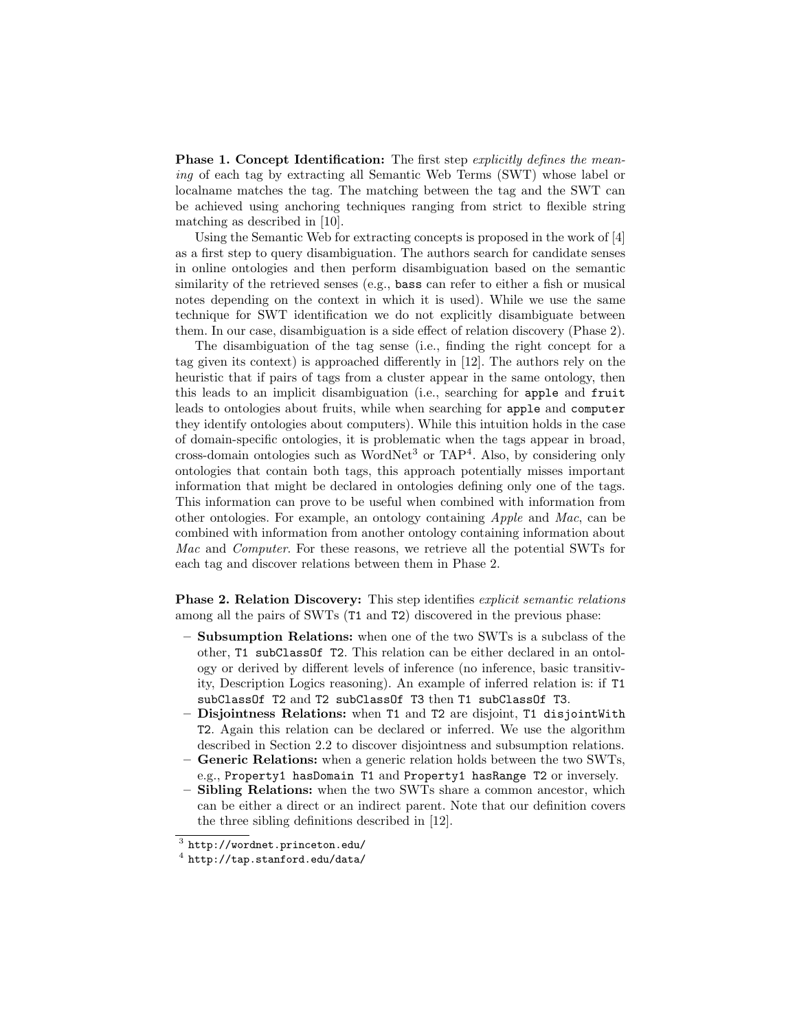**Phase 1. Concept Identification:** The first step *explicitly defines the meaning* of each tag by extracting all Semantic Web Terms (SWT) whose label or localname matches the tag. The matching between the tag and the SWT can be achieved using anchoring techniques ranging from strict to flexible string matching as described in [10].

Using the Semantic Web for extracting concepts is proposed in the work of [4] as a first step to query disambiguation. The authors search for candidate senses in online ontologies and then perform disambiguation based on the semantic similarity of the retrieved senses (e.g., `bass` can refer to either a fish or musical notes depending on the context in which it is used). While we use the same technique for SWT identification we do not explicitly disambiguate between them. In our case, disambiguation is a side effect of relation discovery (Phase 2).

The disambiguation of the tag sense (i.e., finding the right concept for a tag given its context) is approached differently in [12]. The authors rely on the heuristic that if pairs of tags from a cluster appear in the same ontology, then this leads to an implicit disambiguation (i.e., searching for `apple` and `fruit` leads to ontologies about fruits, while when searching for `apple` and `computer` they identify ontologies about computers). While this intuition holds in the case of domain-specific ontologies, it is problematic when the tags appear in broad, cross-domain ontologies such as WordNet[3] or TAP[4]. Also, by considering only ontologies that contain both tags, this approach potentially misses important information that might be declared in ontologies defining only one of the tags. This information can prove to be useful when combined with information from other ontologies. For example, an ontology containing *Apple* and *Mac*, can be combined with information from another ontology containing information about *Mac* and *Computer*. For these reasons, we retrieve all the potential SWTs for each tag and discover relations between them in Phase 2.

**Phase 2. Relation Discovery:** This step identifies *explicit semantic relations* among all the pairs of SWTs (`T1` and `T2`) discovered in the previous phase:

- **Subsumption Relations:** when one of the two SWTs is a subclass of the other, `T1 subClassOf T2`. This relation can be either declared in an ontology or derived by different levels of inference (no inference, basic transitivity, Description Logics reasoning). An example of inferred relation is: if `T1 subClassOf T2` and `T2 subClassOf T3` then `T1 subClassOf T3`.
- **Disjointness Relations:** when `T1` and `T2` are disjoint, `T1 disjointWith T2`. Again this relation can be declared or inferred. We use the algorithm described in Section 2.2 to discover disjointness and subsumption relations.
- **Generic Relations:** when a generic relation holds between the two SWTs, e.g., `Property1 hasDomain T1` and `Property1 hasRange T2` or inversely.
- **Sibling Relations:** when the two SWTs share a common ancestor, which can be either a direct or an indirect parent. Note that our definition covers the three sibling definitions described in [12].

[3] `http://wordnet.princeton.edu/`

[4] `http://tap.stanford.edu/data/`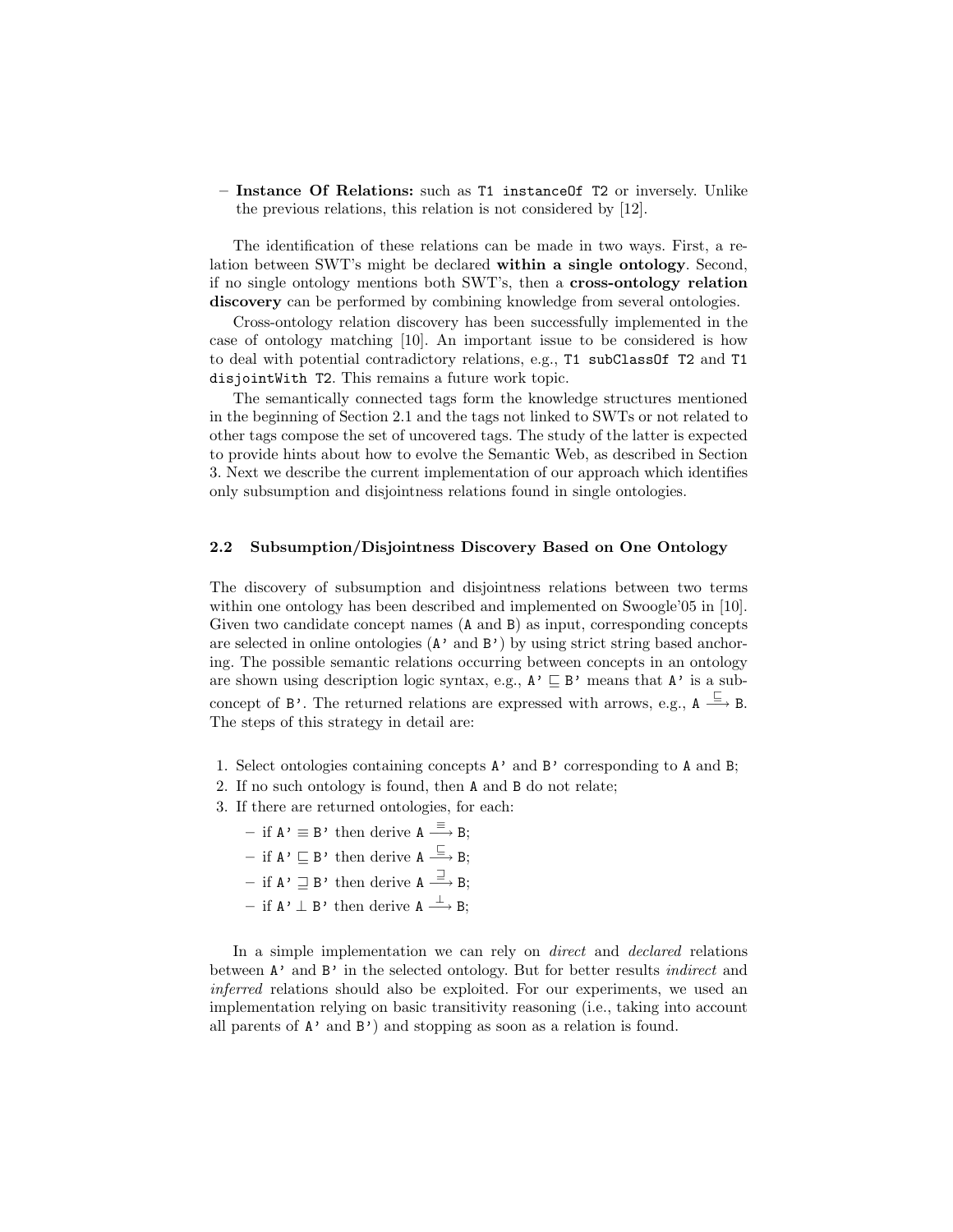- **Instance Of Relations:** such as `T1 instanceOf T2` or inversely. Unlike the previous relations, this relation is not considered by [12].

The identification of these relations can be made in two ways. First, a relation between SWT's might be declared **within a single ontology**. Second, if no single ontology mentions both SWT's, then a **cross-ontology relation discovery** can be performed by combining knowledge from several ontologies.

Cross-ontology relation discovery has been successfully implemented in the case of ontology matching [10]. An important issue to be considered is how to deal with potential contradictory relations, e.g., `T1 subClassOf T2` and `T1 disjointWith T2`. This remains a future work topic.

The semantically connected tags form the knowledge structures mentioned in the beginning of Section 2.1 and the tags not linked to SWTs or not related to other tags compose the set of uncovered tags. The study of the latter is expected to provide hints about how to evolve the Semantic Web, as described in Section 3. Next we describe the current implementation of our approach which identifies only subsumption and disjointness relations found in single ontologies.

### 2.2 Subsumption/Disjointness Discovery Based on One Ontology

The discovery of subsumption and disjointness relations between two terms within one ontology has been described and implemented on Swoogle'05 in [10]. Given two candidate concept names (A and B) as input, corresponding concepts are selected in online ontologies (A' and B') by using strict string based anchoring. The possible semantic relations occurring between concepts in an ontology are shown using description logic syntax, e.g., $A' \sqsubseteq B'$ means that A' is a subconcept of B'. The returned relations are expressed with arrows, e.g., $A \xrightarrow{\sqsubseteq} B$. The steps of this strategy in detail are:

1. Select ontologies containing concepts A' and B' corresponding to A and B;
2. If no such ontology is found, then A and B do not relate;
3. If there are returned ontologies, for each:
   - if $A' \equiv B'$ then derive $A \xrightarrow{\equiv} B$;
   - if $A' \sqsubseteq B'$ then derive $A \xrightarrow{\sqsubseteq} B$;
   - if $A' \sqsupseteq B'$ then derive $A \xrightarrow{\sqsupseteq} B$;
   - if $A' \perp B'$ then derive $A \xrightarrow{\perp} B$;

In a simple implementation we can rely on *direct* and *declared* relations between A' and B' in the selected ontology. But for better results *indirect* and *inferred* relations should also be exploited. For our experiments, we used an implementation relying on basic transitivity reasoning (i.e., taking into account all parents of A' and B') and stopping as soon as a relation is found.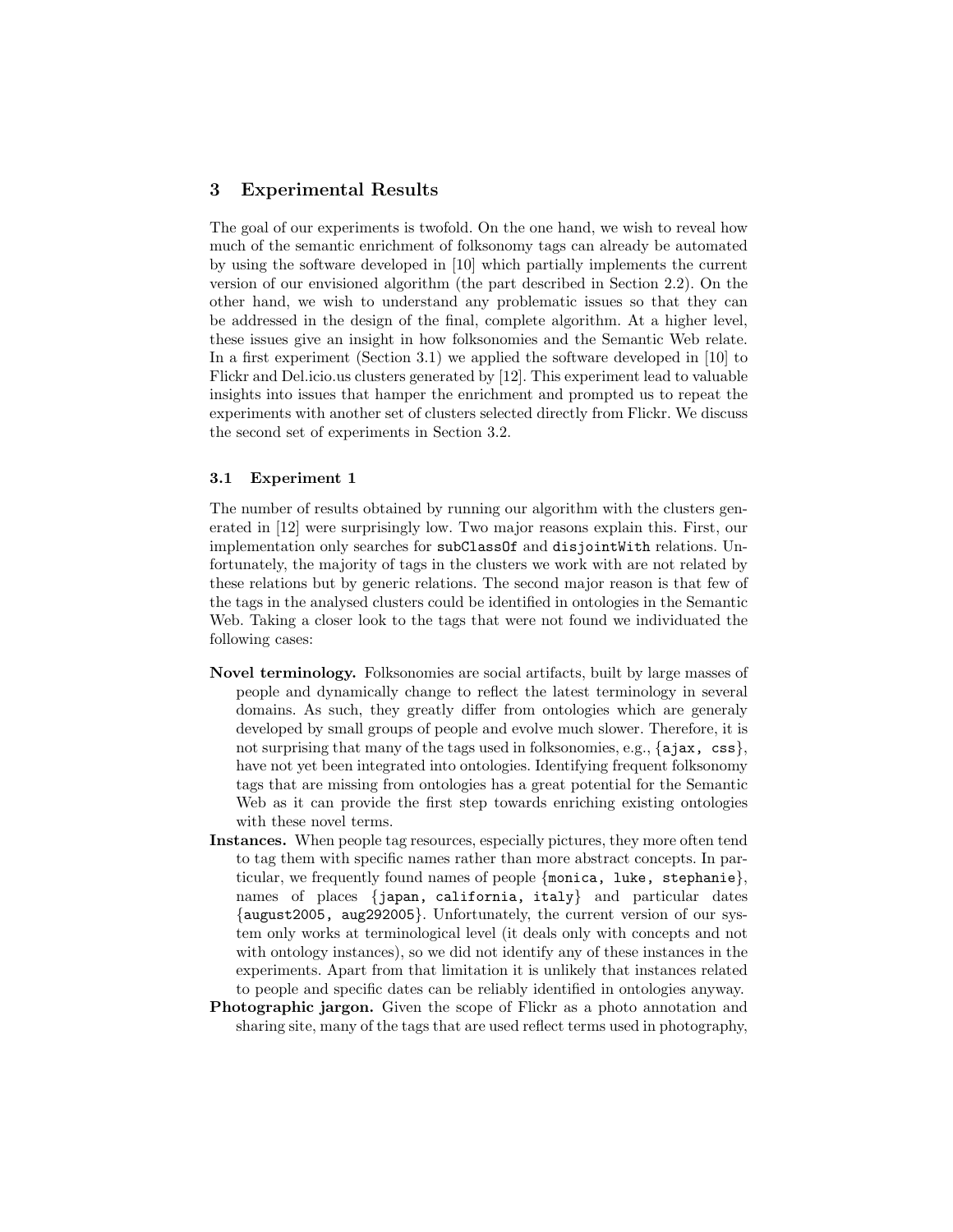## 3 Experimental Results

The goal of our experiments is twofold. On the one hand, we wish to reveal how much of the semantic enrichment of folksonomy tags can already be automated by using the software developed in [10] which partially implements the current version of our envisioned algorithm (the part described in Section 2.2). On the other hand, we wish to understand any problematic issues so that they can be addressed in the design of the final, complete algorithm. At a higher level, these issues give an insight in how folksonomies and the Semantic Web relate. In a first experiment (Section 3.1) we applied the software developed in [10] to Flickr and Del.icio.us clusters generated by [12]. This experiment lead to valuable insights into issues that hamper the enrichment and prompted us to repeat the experiments with another set of clusters selected directly from Flickr. We discuss the second set of experiments in Section 3.2.

### 3.1 Experiment 1

The number of results obtained by running our algorithm with the clusters generated in [12] were surprisingly low. Two major reasons explain this. First, our implementation only searches for `subClassOf` and `disjointWith` relations. Unfortunately, the majority of tags in the clusters we work with are not related by these relations but by generic relations. The second major reason is that few of the tags in the analysed clusters could be identified in ontologies in the Semantic Web. Taking a closer look to the tags that were not found we individuated the following cases:

- **Novel terminology.** Folksonomies are social artifacts, built by large masses of people and dynamically change to reflect the latest terminology in several domains. As such, they greatly differ from ontologies which are generaly developed by small groups of people and evolve much slower. Therefore, it is not surprising that many of the tags used in folksonomies, e.g., {`ajax, css`}, have not yet been integrated into ontologies. Identifying frequent folksonomy tags that are missing from ontologies has a great potential for the Semantic Web as it can provide the first step towards enriching existing ontologies with these novel terms.
- **Instances.** When people tag resources, especially pictures, they more often tend to tag them with specific names rather than more abstract concepts. In particular, we frequently found names of people {`monica, luke, stephanie`}, names of places {`japan, california, italy`} and particular dates {`august2005, aug292005`}. Unfortunately, the current version of our system only works at terminological level (it deals only with concepts and not with ontology instances), so we did not identify any of these instances in the experiments. Apart from that limitation it is unlikely that instances related to people and specific dates can be reliably identified in ontologies anyway.
- **Photographic jargon.** Given the scope of Flickr as a photo annotation and sharing site, many of the tags that are used reflect terms used in photography,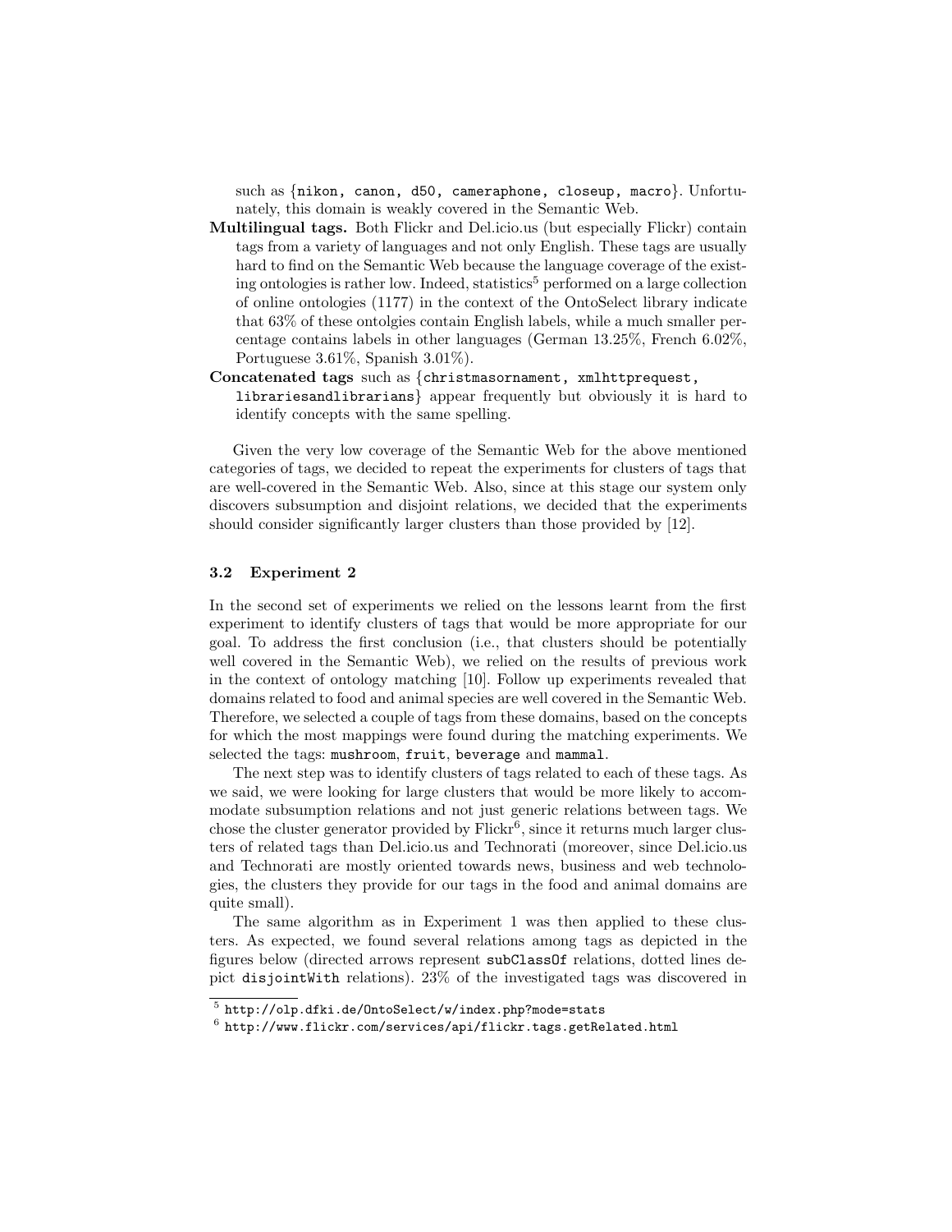such as {nikon, canon, d50, cameraphone, closeup, macro}. Unfortunately, this domain is weakly covered in the Semantic Web.

**Multilingual tags.** Both Flickr and Del.icio.us (but especially Flickr) contain tags from a variety of languages and not only English. These tags are usually hard to find on the Semantic Web because the language coverage of the existing ontologies is rather low. Indeed, statistics[5] performed on a large collection of online ontologies (1177) in the context of the OntoSelect library indicate that 63% of these ontolgies contain English labels, while a much smaller percentage contains labels in other languages (German 13.25%, French 6.02%, Portuguese 3.61%, Spanish 3.01%).

**Concatenated tags** such as {christmasornament, xmlhttprequest, librariesandlibrarians} appear frequently but obviously it is hard to identify concepts with the same spelling.

Given the very low coverage of the Semantic Web for the above mentioned categories of tags, we decided to repeat the experiments for clusters of tags that are well-covered in the Semantic Web. Also, since at this stage our system only discovers subsumption and disjoint relations, we decided that the experiments should consider significantly larger clusters than those provided by [12].

### 3.2 Experiment 2

In the second set of experiments we relied on the lessons learnt from the first experiment to identify clusters of tags that would be more appropriate for our goal. To address the first conclusion (i.e., that clusters should be potentially well covered in the Semantic Web), we relied on the results of previous work in the context of ontology matching [10]. Follow up experiments revealed that domains related to food and animal species are well covered in the Semantic Web. Therefore, we selected a couple of tags from these domains, based on the concepts for which the most mappings were found during the matching experiments. We selected the tags: mushroom, fruit, beverage and mammal.

The next step was to identify clusters of tags related to each of these tags. As we said, we were looking for large clusters that would be more likely to accommodate subsumption relations and not just generic relations between tags. We chose the cluster generator provided by Flickr[6], since it returns much larger clusters of related tags than Del.icio.us and Technorati (moreover, since Del.icio.us and Technorati are mostly oriented towards news, business and web technologies, the clusters they provide for our tags in the food and animal domains are quite small).

The same algorithm as in Experiment 1 was then applied to these clusters. As expected, we found several relations among tags as depicted in the figures below (directed arrows represent subClassOf relations, dotted lines depict disjointWith relations). 23% of the investigated tags was discovered in

[5] http://olp.dfki.de/OntoSelect/w/index.php?mode=stats

[6] http://www.flickr.com/services/api/flickr.tags.getRelated.html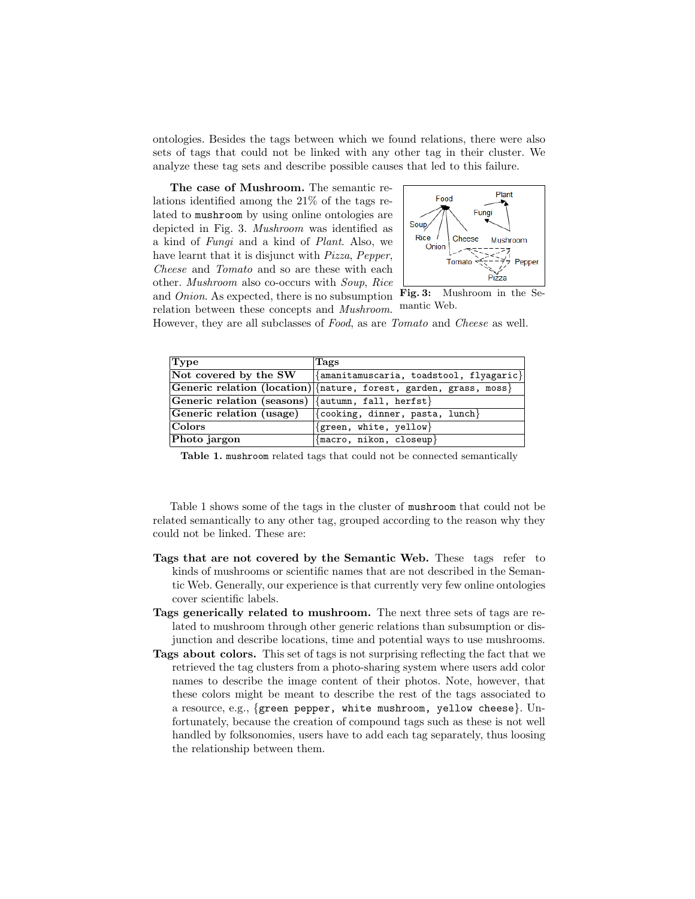ontologies. Besides the tags between which we found relations, there were also sets of tags that could not be linked with any other tag in their cluster. We analyze these tag sets and describe possible causes that led to this failure.

**The case of Mushroom.** The semantic relations identified among the 21% of the tags related to `mushroom` by using online ontologies are depicted in Fig. 3. *Mushroom* was identified as a kind of *Fungi* and a kind of *Plant*. Also, we have learnt that it is disjunct with *Pizza*, *Pepper*, *Cheese* and *Tomato* and so are these with each other. *Mushroom* also co-occurs with *Soup*, *Rice* and *Onion*. As expected, there is no subsumption relation between these concepts and *Mushroom*. However, they are all subclasses of *Food*, as are *Tomato* and *Cheese* as well.

**Fig. 3:** Mushroom in the Semantic Web.

| Type | Tags |
| --- | --- |
| **Not covered by the SW** | {`amanitamuscaria, toadstool, flyagaric`} |
| **Generic relation (location)** | {`nature, forest, garden, grass, moss`} |
| **Generic relation (seasons)** | {`autumn, fall, herfst`} |
| **Generic relation (usage)** | {`cooking, dinner, pasta, lunch`} |
| **Colors** | {`green, white, yellow`} |
| **Photo jargon** | {`macro, nikon, closeup`} |

**Table 1.** `mushroom` related tags that could not be connected semantically

Table 1 shows some of the tags in the cluster of `mushroom` that could not be related semantically to any other tag, grouped according to the reason why they could not be linked. These are:

- **Tags that are not covered by the Semantic Web.** These tags refer to kinds of mushrooms or scientific names that are not described in the Semantic Web. Generally, our experience is that currently very few online ontologies cover scientific labels.
- **Tags generically related to mushroom.** The next three sets of tags are related to mushroom through other generic relations than subsumption or disjunction and describe locations, time and potential ways to use mushrooms.
- **Tags about colors.** This set of tags is not surprising reflecting the fact that we retrieved the tag clusters from a photo-sharing system where users add color names to describe the image content of their photos. Note, however, that these colors might be meant to describe the rest of the tags associated to a resource, e.g., {`green pepper, white mushroom, yellow cheese`}. Unfortunately, because the creation of compound tags such as these is not well handled by folksonomies, users have to add each tag separately, thus loosing the relationship between them.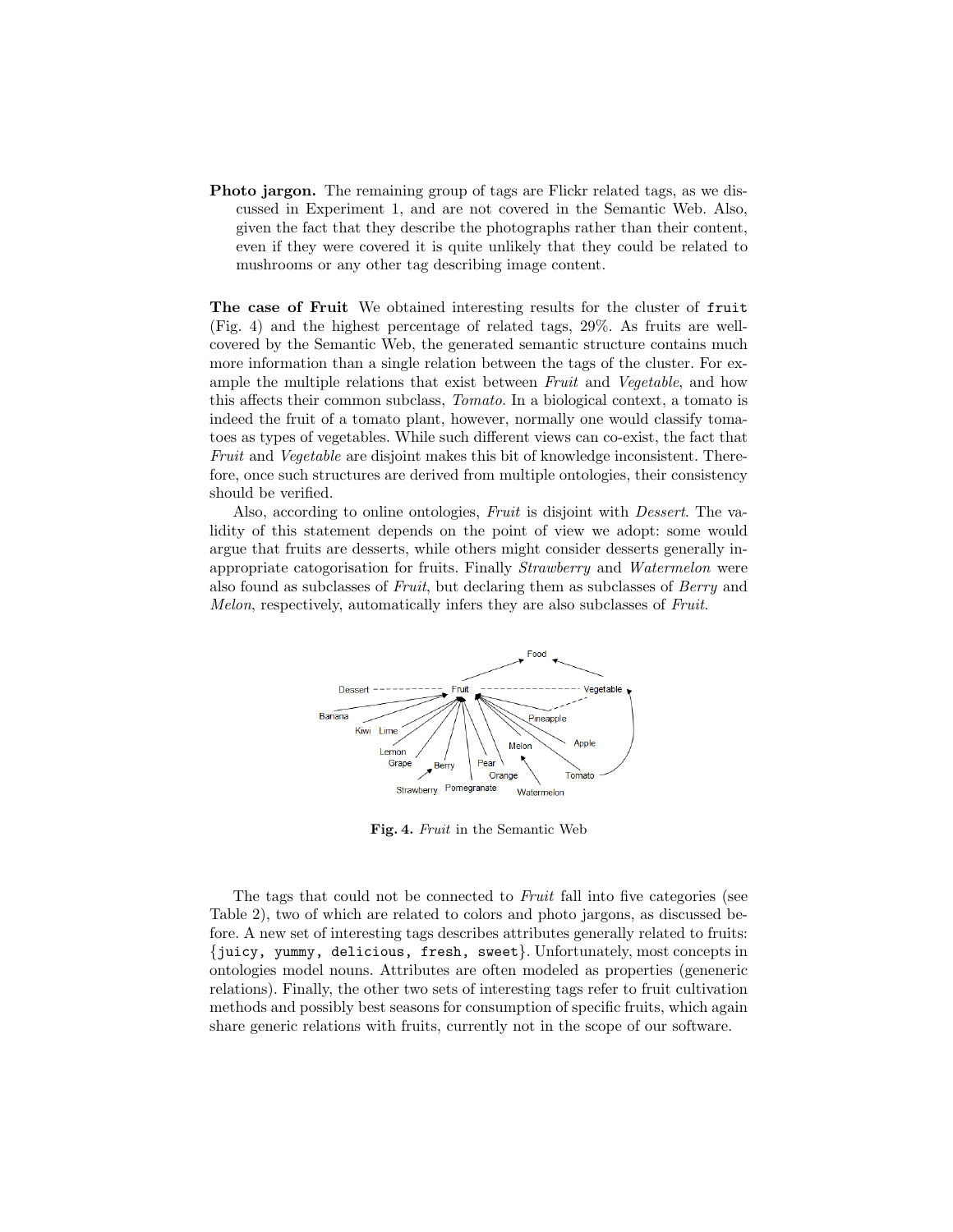**Photo jargon.** The remaining group of tags are Flickr related tags, as we discussed in Experiment 1, and are not covered in the Semantic Web. Also, given the fact that they describe the photographs rather than their content, even if they were covered it is quite unlikely that they could be related to mushrooms or any other tag describing image content.

**The case of Fruit** We obtained interesting results for the cluster of `fruit` (Fig. 4) and the highest percentage of related tags, 29%. As fruits are well-covered by the Semantic Web, the generated semantic structure contains much more information than a single relation between the tags of the cluster. For example the multiple relations that exist between *Fruit* and *Vegetable*, and how this affects their common subclass, *Tomato*. In a biological context, a tomato is indeed the fruit of a tomato plant, however, normally one would classify tomatoes as types of vegetables. While such different views can co-exist, the fact that *Fruit* and *Vegetable* are disjoint makes this bit of knowledge inconsistent. Therefore, once such structures are derived from multiple ontologies, their consistency should be verified.

Also, according to online ontologies, *Fruit* is disjoint with *Dessert*. The validity of this statement depends on the point of view we adopt: some would argue that fruits are desserts, while others might consider desserts generally inappropriate catogorisation for fruits. Finally *Strawberry* and *Watermelon* were also found as subclasses of *Fruit*, but declaring them as subclasses of *Berry* and *Melon*, respectively, automatically infers they are also subclasses of *Fruit*.

**Fig. 4.** *Fruit* in the Semantic Web

The tags that could not be connected to *Fruit* fall into five categories (see Table 2), two of which are related to colors and photo jargons, as discussed before. A new set of interesting tags describes attributes generally related to fruits: {`juicy, yummy, delicious, fresh, sweet`}. Unfortunately, most concepts in ontologies model nouns. Attributes are often modeled as properties (geneneric relations). Finally, the other two sets of interesting tags refer to fruit cultivation methods and possibly best seasons for consumption of specific fruits, which again share generic relations with fruits, currently not in the scope of our software.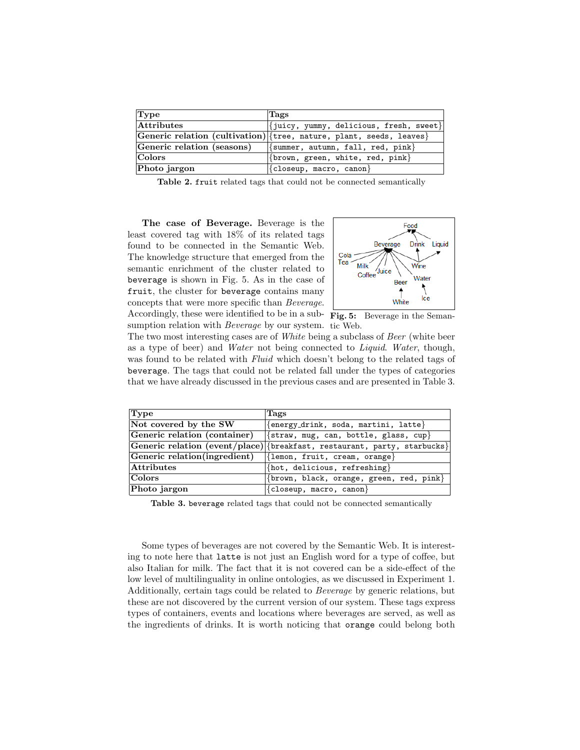| Type | Tags |
| --- | --- |
| **Attributes** | {juicy, yummy, delicious, fresh, sweet} |
| **Generic relation (cultivation)** | {tree, nature, plant, seeds, leaves} |
| **Generic relation (seasons)** | {summer, autumn, fall, red, pink} |
| **Colors** | {brown, green, white, red, pink} |
| **Photo jargon** | {closeup, macro, canon} |

**Table 2.** `fruit` related tags that could not be connected semantically

**The case of Beverage.** Beverage is the least covered tag with 18% of its related tags found to be connected in the Semantic Web. The knowledge structure that emerged from the semantic enrichment of the cluster related to `beverage` is shown in Fig. 5. As in the case of `fruit`, the cluster for `beverage` contains many concepts that were more specific than *Beverage*. Accordingly, these were identified to be in a subsumption relation with *Beverage* by our system. The two most interesting cases are of *White* being a subclass of *Beer* (white beer as a type of beer) and *Water* not being connected to *Liquid*. *Water*, though, was found to be related with *Fluid* which doesn't belong to the related tags of `beverage`. The tags that could not be related fall under the types of categories that we have already discussed in the previous cases and are presented in Table 3.

**Fig. 5:** Beverage in the Semantic Web.

| Type | Tags |
| --- | --- |
| **Not covered by the SW** | {energy_drink, soda, martini, latte} |
| **Generic relation (container)** | {straw, mug, can, bottle, glass, cup} |
| **Generic relation (event/place)** | {breakfast, restaurant, party, starbucks} |
| **Generic relation(ingredient)** | {lemon, fruit, cream, orange} |
| **Attributes** | {hot, delicious, refreshing} |
| **Colors** | {brown, black, orange, green, red, pink} |
| **Photo jargon** | {closeup, macro, canon} |

**Table 3.** `beverage` related tags that could not be connected semantically

Some types of beverages are not covered by the Semantic Web. It is interesting to note here that `latte` is not just an English word for a type of coffee, but also Italian for milk. The fact that it is not covered can be a side-effect of the low level of multilinguality in online ontologies, as we discussed in Experiment 1. Additionally, certain tags could be related to *Beverage* by generic relations, but these are not discovered by the current version of our system. These tags express types of containers, events and locations where beverages are served, as well as the ingredients of drinks. It is worth noticing that `orange` could belong both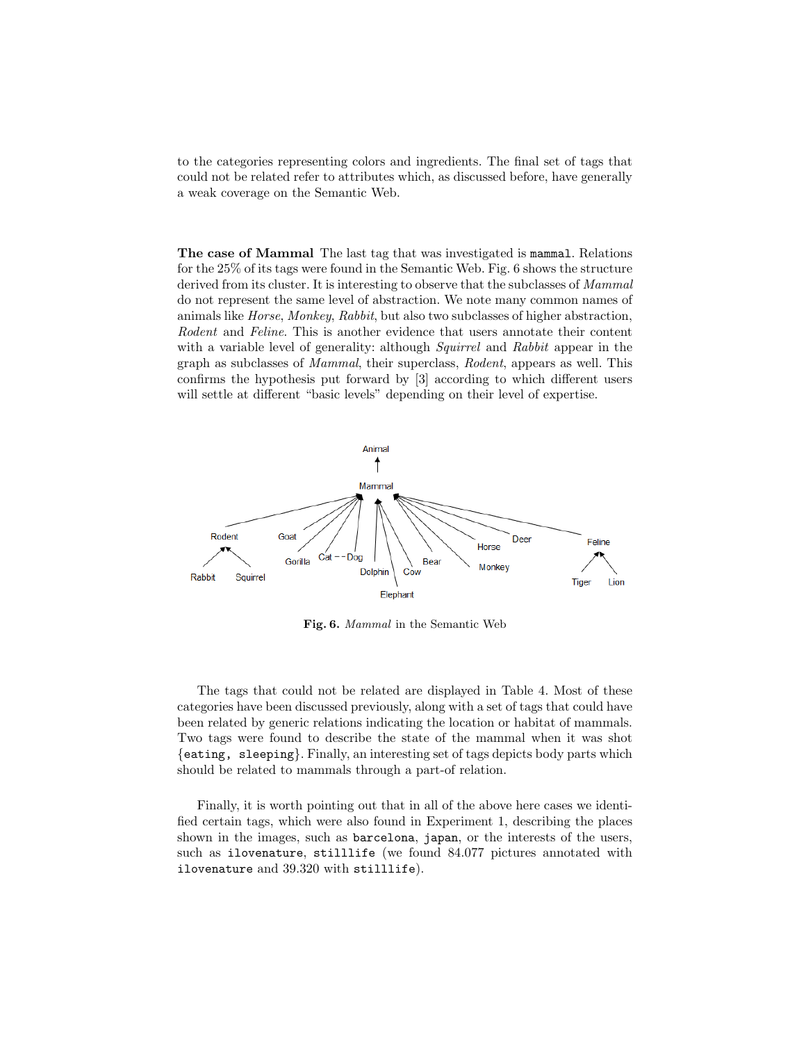to the categories representing colors and ingredients. The final set of tags that could not be related refer to attributes which, as discussed before, have generally a weak coverage on the Semantic Web.

**The case of Mammal** The last tag that was investigated is `mammal`. Relations for the 25% of its tags were found in the Semantic Web. Fig. 6 shows the structure derived from its cluster. It is interesting to observe that the subclasses of *Mammal* do not represent the same level of abstraction. We note many common names of animals like *Horse*, *Monkey*, *Rabbit*, but also two subclasses of higher abstraction, *Rodent* and *Feline*. This is another evidence that users annotate their content with a variable level of generality: although *Squirrel* and *Rabbit* appear in the graph as subclasses of *Mammal*, their superclass, *Rodent*, appears as well. This confirms the hypothesis put forward by [3] according to which different users will settle at different "basic levels" depending on their level of expertise.

**Fig. 6.** *Mammal* in the Semantic Web

The tags that could not be related are displayed in Table 4. Most of these categories have been discussed previously, along with a set of tags that could have been related by generic relations indicating the location or habitat of mammals. Two tags were found to describe the state of the mammal when it was shot {`eating, sleeping`}. Finally, an interesting set of tags depicts body parts which should be related to mammals through a part-of relation.

Finally, it is worth pointing out that in all of the above here cases we identified certain tags, which were also found in Experiment 1, describing the places shown in the images, such as `barcelona`, `japan`, or the interests of the users, such as `ilovenature`, `stilllife` (we found 84.077 pictures annotated with `ilovenature` and 39.320 with `stilllife`).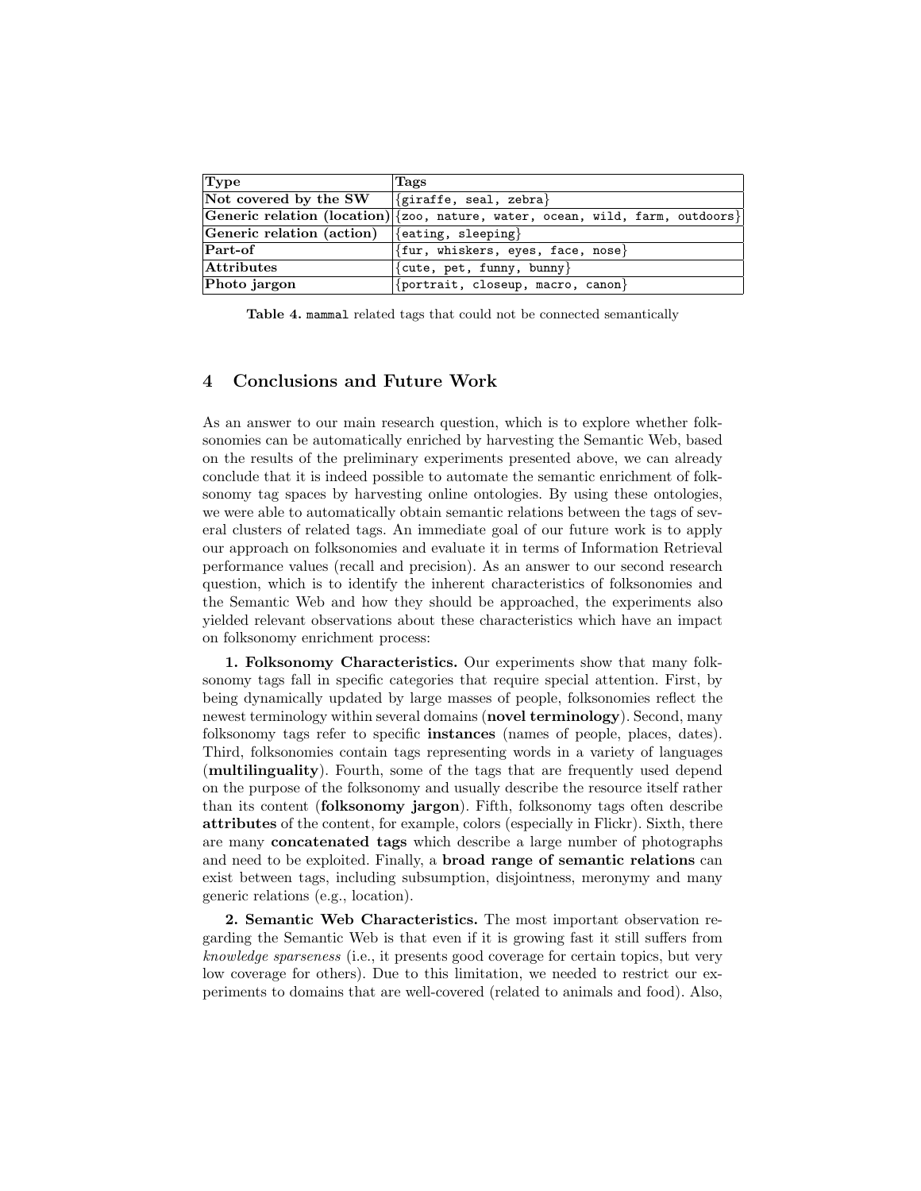| Type | Tags |
|---|---|
| **Not covered by the SW** | {giraffe, seal, zebra} |
| **Generic relation (location)** | {zoo, nature, water, ocean, wild, farm, outdoors} |
| **Generic relation (action)** | {eating, sleeping} |
| **Part-of** | {fur, whiskers, eyes, face, nose} |
| **Attributes** | {cute, pet, funny, bunny} |
| **Photo jargon** | {portrait, closeup, macro, canon} |

**Table 4.** `mammal` related tags that could not be connected semantically

## 4 Conclusions and Future Work

As an answer to our main research question, which is to explore whether folksonomies can be automatically enriched by harvesting the Semantic Web, based on the results of the preliminary experiments presented above, we can already conclude that it is indeed possible to automate the semantic enrichment of folksonomy tag spaces by harvesting online ontologies. By using these ontologies, we were able to automatically obtain semantic relations between the tags of several clusters of related tags. An immediate goal of our future work is to apply our approach on folksonomies and evaluate it in terms of Information Retrieval performance values (recall and precision). As an answer to our second research question, which is to identify the inherent characteristics of folksonomies and the Semantic Web and how they should be approached, the experiments also yielded relevant observations about these characteristics which have an impact on folksonomy enrichment process:

**1. Folksonomy Characteristics.** Our experiments show that many folksonomy tags fall in specific categories that require special attention. First, by being dynamically updated by large masses of people, folksonomies reflect the newest terminology within several domains (**novel terminology**). Second, many folksonomy tags refer to specific **instances** (names of people, places, dates). Third, folksonomies contain tags representing words in a variety of languages (**multilinguality**). Fourth, some of the tags that are frequently used depend on the purpose of the folksonomy and usually describe the resource itself rather than its content (**folksonomy jargon**). Fifth, folksonomy tags often describe **attributes** of the content, for example, colors (especially in Flickr). Sixth, there are many **concatenated tags** which describe a large number of photographs and need to be exploited. Finally, a **broad range of semantic relations** can exist between tags, including subsumption, disjointness, meronymy and many generic relations (e.g., location).

**2. Semantic Web Characteristics.** The most important observation regarding the Semantic Web is that even if it is growing fast it still suffers from *knowledge sparseness* (i.e., it presents good coverage for certain topics, but very low coverage for others). Due to this limitation, we needed to restrict our experiments to domains that are well-covered (related to animals and food). Also,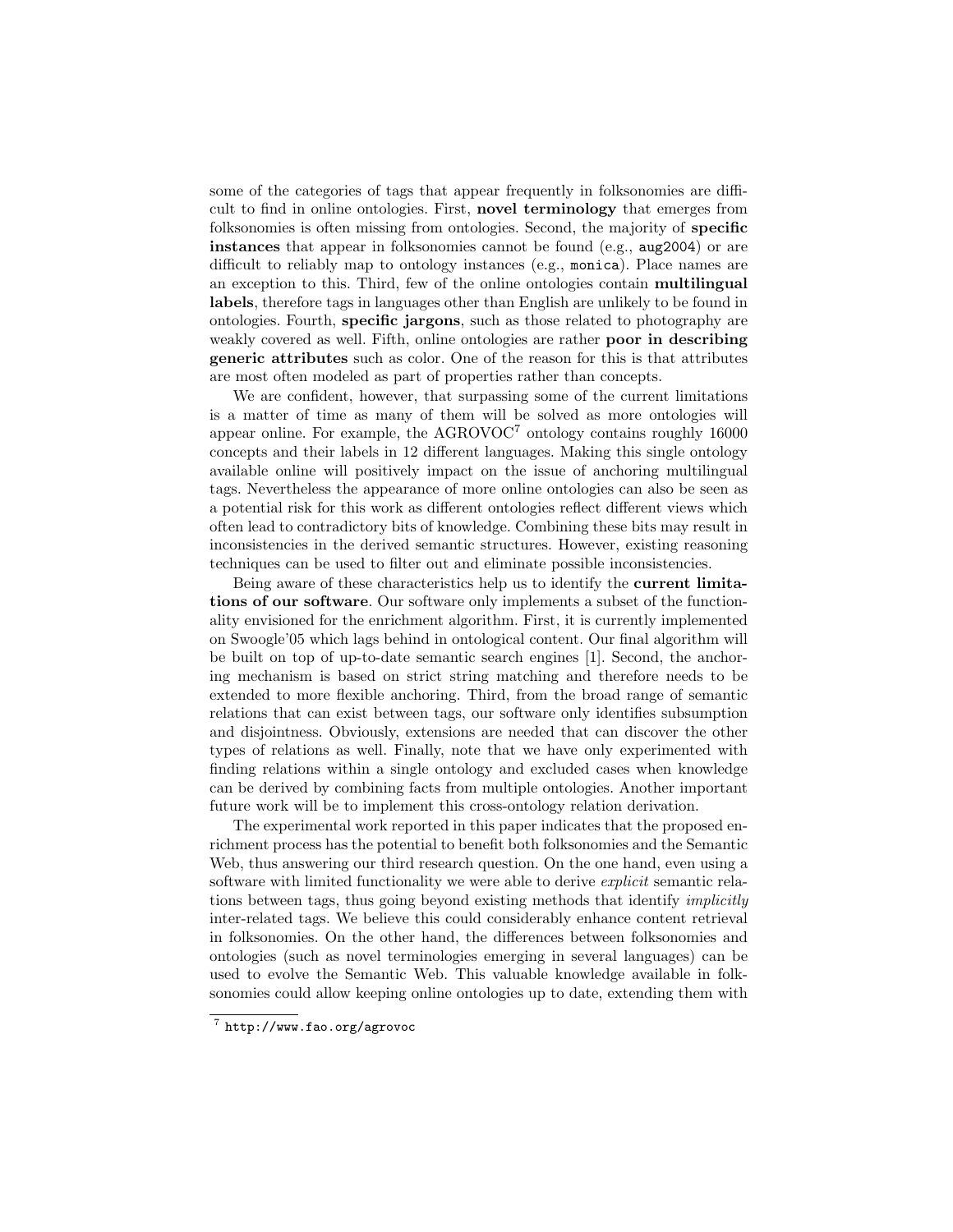some of the categories of tags that appear frequently in folksonomies are difficult to find in online ontologies. First, **novel terminology** that emerges from folksonomies is often missing from ontologies. Second, the majority of **specific instances** that appear in folksonomies cannot be found (e.g., `aug2004`) or are difficult to reliably map to ontology instances (e.g., `monica`). Place names are an exception to this. Third, few of the online ontologies contain **multilingual labels**, therefore tags in languages other than English are unlikely to be found in ontologies. Fourth, **specific jargons**, such as those related to photography are weakly covered as well. Fifth, online ontologies are rather **poor in describing generic attributes** such as color. One of the reason for this is that attributes are most often modeled as part of properties rather than concepts.

We are confident, however, that surpassing some of the current limitations is a matter of time as many of them will be solved as more ontologies will appear online. For example, the AGROVOC[7] ontology contains roughly 16000 concepts and their labels in 12 different languages. Making this single ontology available online will positively impact on the issue of anchoring multilingual tags. Nevertheless the appearance of more online ontologies can also be seen as a potential risk for this work as different ontologies reflect different views which often lead to contradictory bits of knowledge. Combining these bits may result in inconsistencies in the derived semantic structures. However, existing reasoning techniques can be used to filter out and eliminate possible inconsistencies.

Being aware of these characteristics help us to identify the **current limitations of our software**. Our software only implements a subset of the functionality envisioned for the enrichment algorithm. First, it is currently implemented on Swoogle'05 which lags behind in ontological content. Our final algorithm will be built on top of up-to-date semantic search engines [1]. Second, the anchoring mechanism is based on strict string matching and therefore needs to be extended to more flexible anchoring. Third, from the broad range of semantic relations that can exist between tags, our software only identifies subsumption and disjointness. Obviously, extensions are needed that can discover the other types of relations as well. Finally, note that we have only experimented with finding relations within a single ontology and excluded cases when knowledge can be derived by combining facts from multiple ontologies. Another important future work will be to implement this cross-ontology relation derivation.

The experimental work reported in this paper indicates that the proposed enrichment process has the potential to benefit both folksonomies and the Semantic Web, thus answering our third research question. On the one hand, even using a software with limited functionality we were able to derive *explicit* semantic relations between tags, thus going beyond existing methods that identify *implicitly* inter-related tags. We believe this could considerably enhance content retrieval in folksonomies. On the other hand, the differences between folksonomies and ontologies (such as novel terminologies emerging in several languages) can be used to evolve the Semantic Web. This valuable knowledge available in folksonomies could allow keeping online ontologies up to date, extending them with

[7] `http://www.fao.org/agrovoc`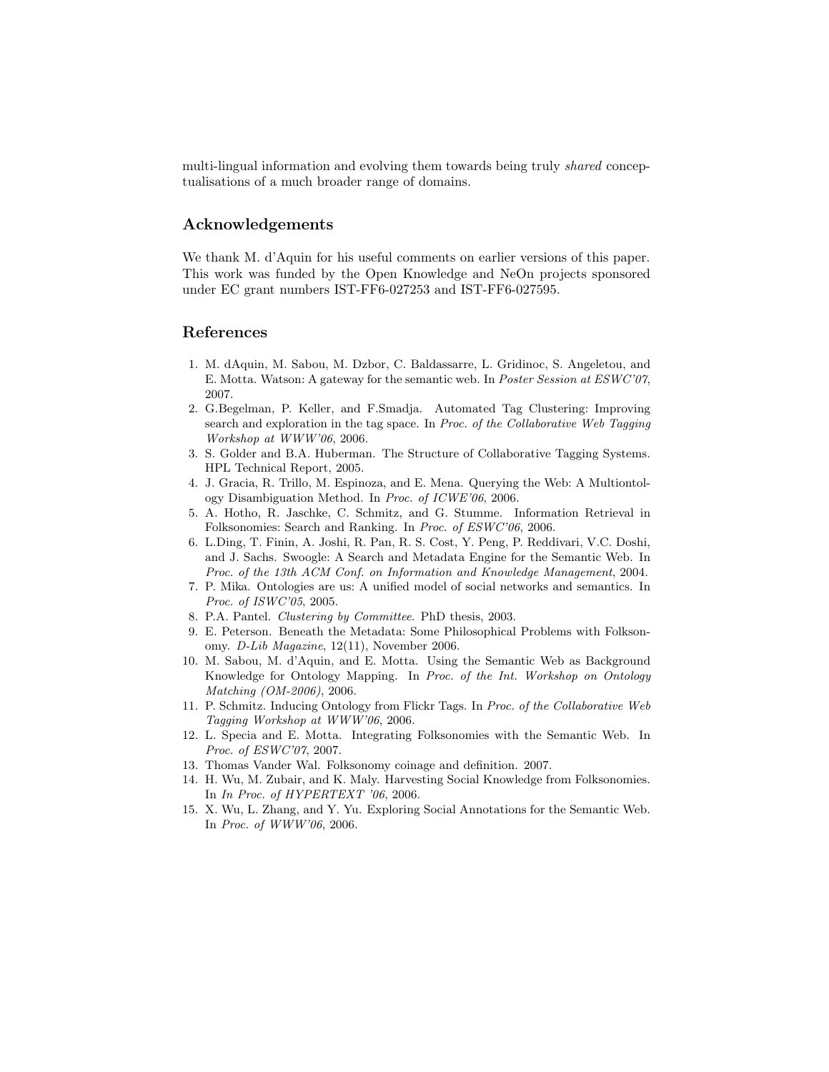multi-lingual information and evolving them towards being truly *shared* conceptualisations of a much broader range of domains.

## Acknowledgements

We thank M. d'Aquin for his useful comments on earlier versions of this paper. This work was funded by the Open Knowledge and NeOn projects sponsored under EC grant numbers IST-FF6-027253 and IST-FF6-027595.

## References

1. M. dAquin, M. Sabou, M. Dzbor, C. Baldassarre, L. Gridinoc, S. Angeletou, and E. Motta. Watson: A gateway for the semantic web. In *Poster Session at ESWC'07*, 2007.
2. G.Begelman, P. Keller, and F.Smadja. Automated Tag Clustering: Improving search and exploration in the tag space. In *Proc. of the Collaborative Web Tagging Workshop at WWW'06*, 2006.
3. S. Golder and B.A. Huberman. The Structure of Collaborative Tagging Systems. HPL Technical Report, 2005.
4. J. Gracia, R. Trillo, M. Espinoza, and E. Mena. Querying the Web: A Multiontology Disambiguation Method. In *Proc. of ICWE'06*, 2006.
5. A. Hotho, R. Jaschke, C. Schmitz, and G. Stumme. Information Retrieval in Folksonomies: Search and Ranking. In *Proc. of ESWC'06*, 2006.
6. L.Ding, T. Finin, A. Joshi, R. Pan, R. S. Cost, Y. Peng, P. Reddivari, V.C. Doshi, and J. Sachs. Swoogle: A Search and Metadata Engine for the Semantic Web. In *Proc. of the 13th ACM Conf. on Information and Knowledge Management*, 2004.
7. P. Mika. Ontologies are us: A unified model of social networks and semantics. In *Proc. of ISWC'05*, 2005.
8. P.A. Pantel. *Clustering by Committee*. PhD thesis, 2003.
9. E. Peterson. Beneath the Metadata: Some Philosophical Problems with Folksonomy. *D-Lib Magazine*, 12(11), November 2006.
10. M. Sabou, M. d'Aquin, and E. Motta. Using the Semantic Web as Background Knowledge for Ontology Mapping. In *Proc. of the Int. Workshop on Ontology Matching (OM-2006)*, 2006.
11. P. Schmitz. Inducing Ontology from Flickr Tags. In *Proc. of the Collaborative Web Tagging Workshop at WWW'06*, 2006.
12. L. Specia and E. Motta. Integrating Folksonomies with the Semantic Web. In *Proc. of ESWC'07*, 2007.
13. Thomas Vander Wal. Folksonomy coinage and definition. 2007.
14. H. Wu, M. Zubair, and K. Maly. Harvesting Social Knowledge from Folksonomies. In *In Proc. of HYPERTEXT '06*, 2006.
15. X. Wu, L. Zhang, and Y. Yu. Exploring Social Annotations for the Semantic Web. In *Proc. of WWW'06*, 2006.